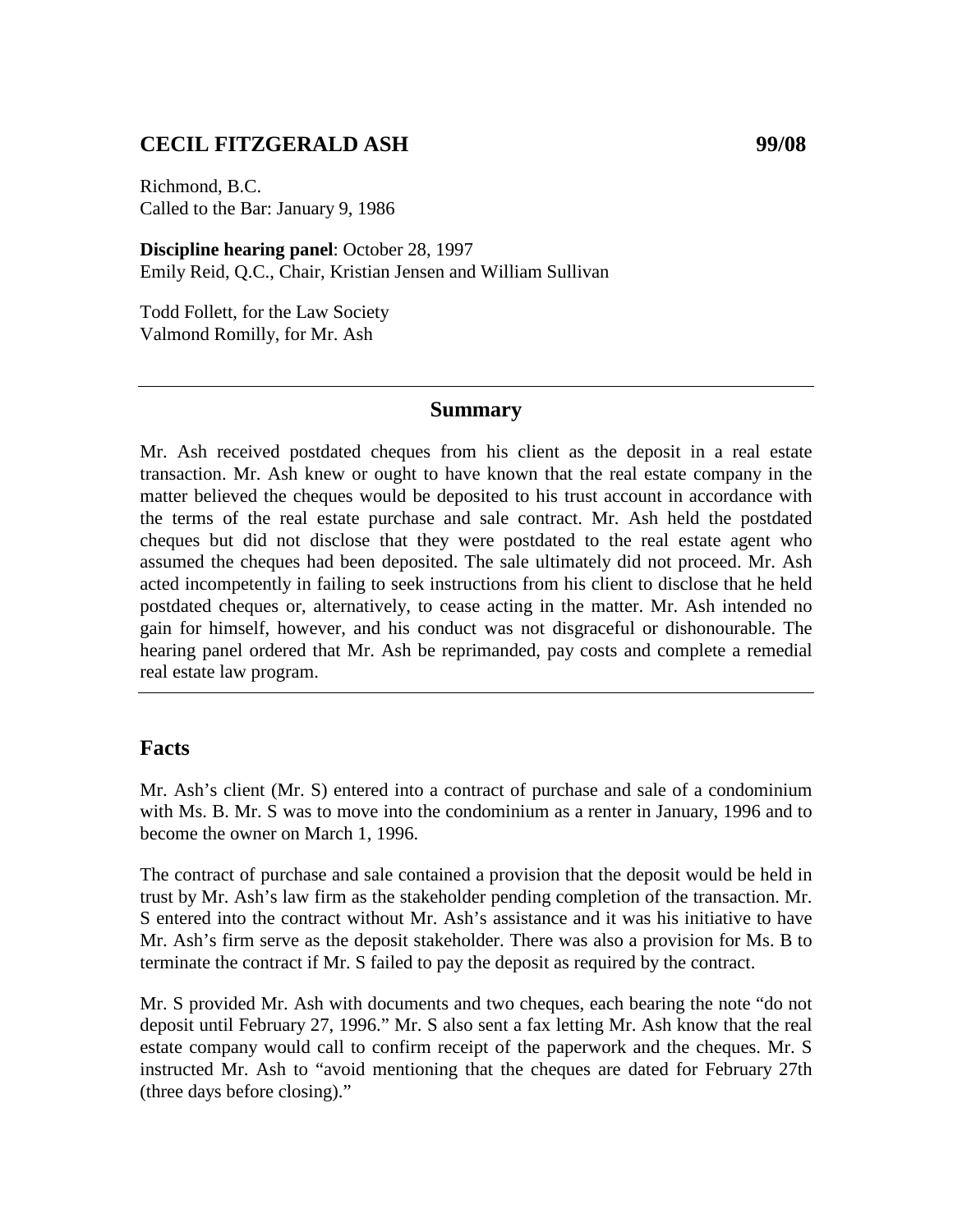## CECIL FITZGERALD ASH 99/08

Richmond, B.C.
Called to the Bar: January 9, 1986

**Discipline hearing panel**: October 28, 1997
Emily Reid, Q.C., Chair, Kristian Jensen and William Sullivan

Todd Follett, for the Law Society
Valmond Romilly, for Mr. Ash

---

### Summary

Mr. Ash received postdated cheques from his client as the deposit in a real estate transaction. Mr. Ash knew or ought to have known that the real estate company in the matter believed the cheques would be deposited to his trust account in accordance with the terms of the real estate purchase and sale contract. Mr. Ash held the postdated cheques but did not disclose that they were postdated to the real estate agent who assumed the cheques had been deposited. The sale ultimately did not proceed. Mr. Ash acted incompetently in failing to seek instructions from his client to disclose that he held postdated cheques or, alternatively, to cease acting in the matter. Mr. Ash intended no gain for himself, however, and his conduct was not disgraceful or dishonourable. The hearing panel ordered that Mr. Ash be reprimanded, pay costs and complete a remedial real estate law program.

---

## Facts

Mr. Ash's client (Mr. S) entered into a contract of purchase and sale of a condominium with Ms. B. Mr. S was to move into the condominium as a renter in January, 1996 and to become the owner on March 1, 1996.

The contract of purchase and sale contained a provision that the deposit would be held in trust by Mr. Ash's law firm as the stakeholder pending completion of the transaction. Mr. S entered into the contract without Mr. Ash's assistance and it was his initiative to have Mr. Ash's firm serve as the deposit stakeholder. There was also a provision for Ms. B to terminate the contract if Mr. S failed to pay the deposit as required by the contract.

Mr. S provided Mr. Ash with documents and two cheques, each bearing the note "do not deposit until February 27, 1996." Mr. S also sent a fax letting Mr. Ash know that the real estate company would call to confirm receipt of the paperwork and the cheques. Mr. S instructed Mr. Ash to "avoid mentioning that the cheques are dated for February 27th (three days before closing)."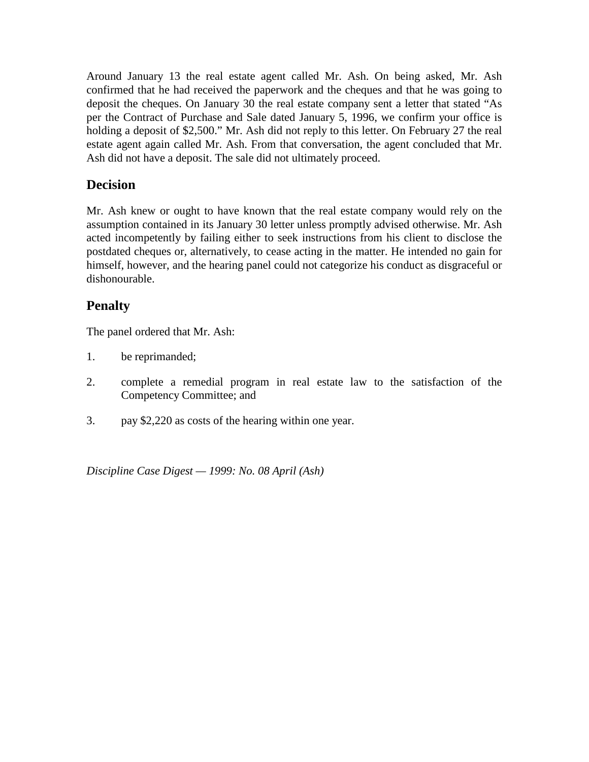Around January 13 the real estate agent called Mr. Ash. On being asked, Mr. Ash confirmed that he had received the paperwork and the cheques and that he was going to deposit the cheques. On January 30 the real estate company sent a letter that stated "As per the Contract of Purchase and Sale dated January 5, 1996, we confirm your office is holding a deposit of $2,500." Mr. Ash did not reply to this letter. On February 27 the real estate agent again called Mr. Ash. From that conversation, the agent concluded that Mr. Ash did not have a deposit. The sale did not ultimately proceed.

## Decision

Mr. Ash knew or ought to have known that the real estate company would rely on the assumption contained in its January 30 letter unless promptly advised otherwise. Mr. Ash acted incompetently by failing either to seek instructions from his client to disclose the postdated cheques or, alternatively, to cease acting in the matter. He intended no gain for himself, however, and the hearing panel could not categorize his conduct as disgraceful or dishonourable.

## Penalty

The panel ordered that Mr. Ash:

1. be reprimanded;
2. complete a remedial program in real estate law to the satisfaction of the Competency Committee; and
3. pay $2,220 as costs of the hearing within one year.

*Discipline Case Digest — 1999: No. 08 April (Ash)*